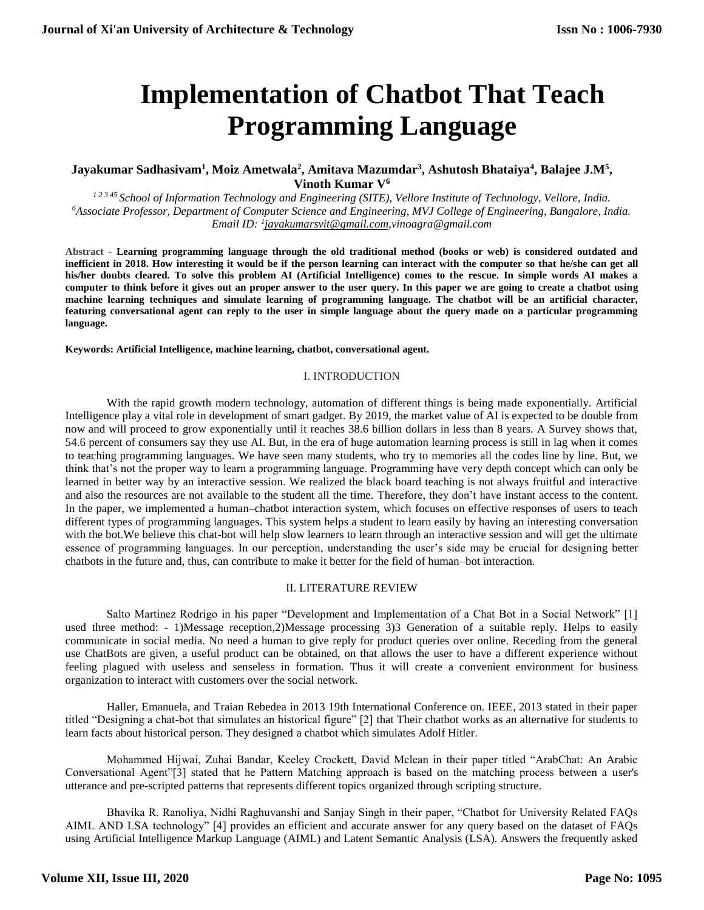# Implementation of Chatbot That Teach Programming Language

**Jayakumar Sadhasivam[1], Moiz Ametwala[2], Amitava Mazumdar[3], Ashutosh Bhataiya[4], Balajee J.M[5], Vinoth Kumar V[6]**

*[1 2 3 4 5] School of Information Technology and Engineering (SITE), Vellore Institute of Technology, Vellore, India.*
*[6]Associate Professor, Department of Computer Science and Engineering, MVJ College of Engineering, Bangalore, India.*
*Email ID: [1]jayakumarsvit@gmail.com,vinoagra@gmail.com*

Abstract - **Learning programming language through the old traditional method (books or web) is considered outdated and inefficient in 2018. How interesting it would be if the person learning can interact with the computer so that he/she can get all his/her doubts cleared. To solve this problem AI (Artificial Intelligence) comes to the rescue. In simple words AI makes a computer to think before it gives out an proper answer to the user query. In this paper we are going to create a chatbot using machine learning techniques and simulate learning of programming language. The chatbot will be an artificial character, featuring conversational agent can reply to the user in simple language about the query made on a particular programming language.**

**Keywords: Artificial Intelligence, machine learning, chatbot, conversational agent.**

## I. INTRODUCTION

With the rapid growth modern technology, automation of different things is being made exponentially. Artificial Intelligence play a vital role in development of smart gadget. By 2019, the market value of AI is expected to be double from now and will proceed to grow exponentially until it reaches 38.6 billion dollars in less than 8 years. A Survey shows that, 54.6 percent of consumers say they use AI. But, in the era of huge automation learning process is still in lag when it comes to teaching programming languages. We have seen many students, who try to memories all the codes line by line. But, we think that's not the proper way to learn a programming language. Programming have very depth concept which can only be learned in better way by an interactive session. We realized the black board teaching is not always fruitful and interactive and also the resources are not available to the student all the time. Therefore, they don't have instant access to the content. In the paper, we implemented a human–chatbot interaction system, which focuses on effective responses of users to teach different types of programming languages. This system helps a student to learn easily by having an interesting conversation with the bot.We believe this chat-bot will help slow learners to learn through an interactive session and will get the ultimate essence of programming languages. In our perception, understanding the user's side may be crucial for designing better chatbots in the future and, thus, can contribute to make it better for the field of human–bot interaction.

## II. LITERATURE REVIEW

Salto Martinez Rodrigo in his paper "Development and Implementation of a Chat Bot in a Social Network" [1] used three method: - 1)Message reception,2)Message processing 3)3 Generation of a suitable reply. Helps to easily communicate in social media. No need a human to give reply for product queries over online. Receding from the general use ChatBots are given, a useful product can be obtained, on that allows the user to have a different experience without feeling plagued with useless and senseless in formation. Thus it will create a convenient environment for business organization to interact with customers over the social network.

Haller, Emanuela, and Traian Rebedea in 2013 19th International Conference on. IEEE, 2013 stated in their paper titled "Designing a chat-bot that simulates an historical figure" [2] that Their chatbot works as an alternative for students to learn facts about historical person. They designed a chatbot which simulates Adolf Hitler.

Mohammed Hijwai, Zuhai Bandar, Keeley Crockett, David Mclean in their paper titled "ArabChat: An Arabic Conversational Agent"[3] stated that he Pattern Matching approach is based on the matching process between a user's utterance and pre-scripted patterns that represents different topics organized through scripting structure.

Bhavika R. Ranoliya, Nidhi Raghuvanshi and Sanjay Singh in their paper, "Chatbot for University Related FAQs AIML AND LSA technology" [4] provides an efficient and accurate answer for any query based on the dataset of FAQs using Artificial Intelligence Markup Language (AIML) and Latent Semantic Analysis (LSA). Answers the frequently asked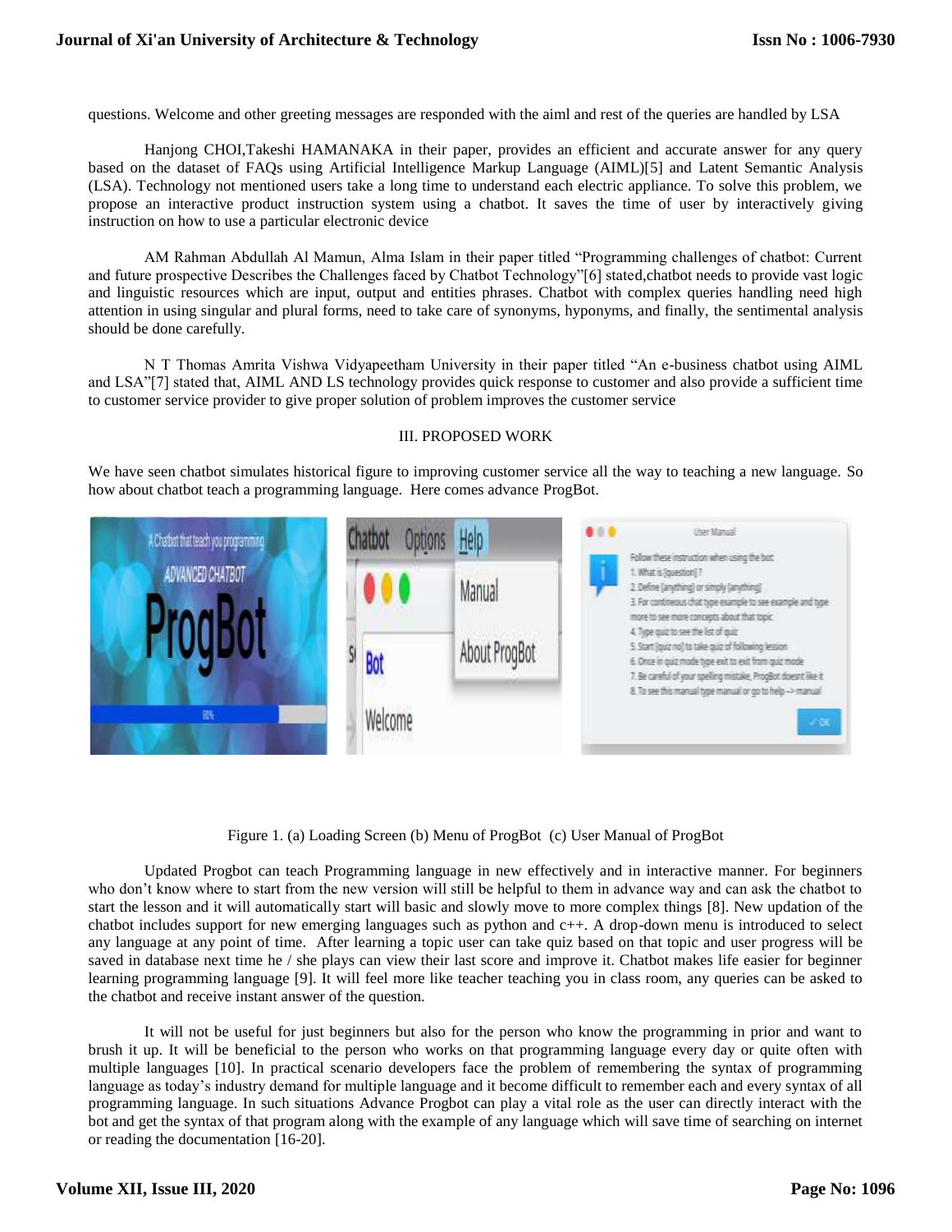questions. Welcome and other greeting messages are responded with the aiml and rest of the queries are handled by LSA

Hanjong CHOI,Takeshi HAMANAKA in their paper, provides an efficient and accurate answer for any query based on the dataset of FAQs using Artificial Intelligence Markup Language (AIML)[5] and Latent Semantic Analysis (LSA). Technology not mentioned users take a long time to understand each electric appliance. To solve this problem, we propose an interactive product instruction system using a chatbot. It saves the time of user by interactively giving instruction on how to use a particular electronic device

AM Rahman Abdullah Al Mamun, Alma Islam in their paper titled "Programming challenges of chatbot: Current and future prospective Describes the Challenges faced by Chatbot Technology"[6] stated,chatbot needs to provide vast logic and linguistic resources which are input, output and entities phrases. Chatbot with complex queries handling need high attention in using singular and plural forms, need to take care of synonyms, hyponyms, and finally, the sentimental analysis should be done carefully.

N T Thomas Amrita Vishwa Vidyapeetham University in their paper titled "An e-business chatbot using AIML and LSA"[7] stated that, AIML AND LS technology provides quick response to customer and also provide a sufficient time to customer service provider to give proper solution of problem improves the customer service

## III. PROPOSED WORK

We have seen chatbot simulates historical figure to improving customer service all the way to teaching a new language. So how about chatbot teach a programming language. Here comes advance ProgBot.

Figure 1. (a) Loading Screen (b) Menu of ProgBot (c) User Manual of ProgBot

Updated Progbot can teach Programming language in new effectively and in interactive manner. For beginners who don't know where to start from the new version will still be helpful to them in advance way and can ask the chatbot to start the lesson and it will automatically start will basic and slowly move to more complex things [8]. New updation of the chatbot includes support for new emerging languages such as python and c++. A drop-down menu is introduced to select any language at any point of time. After learning a topic user can take quiz based on that topic and user progress will be saved in database next time he / she plays can view their last score and improve it. Chatbot makes life easier for beginner learning programming language [9]. It will feel more like teacher teaching you in class room, any queries can be asked to the chatbot and receive instant answer of the question.

It will not be useful for just beginners but also for the person who know the programming in prior and want to brush it up. It will be beneficial to the person who works on that programming language every day or quite often with multiple languages [10]. In practical scenario developers face the problem of remembering the syntax of programming language as today's industry demand for multiple language and it become difficult to remember each and every syntax of all programming language. In such situations Advance Progbot can play a vital role as the user can directly interact with the bot and get the syntax of that program along with the example of any language which will save time of searching on internet or reading the documentation [16-20].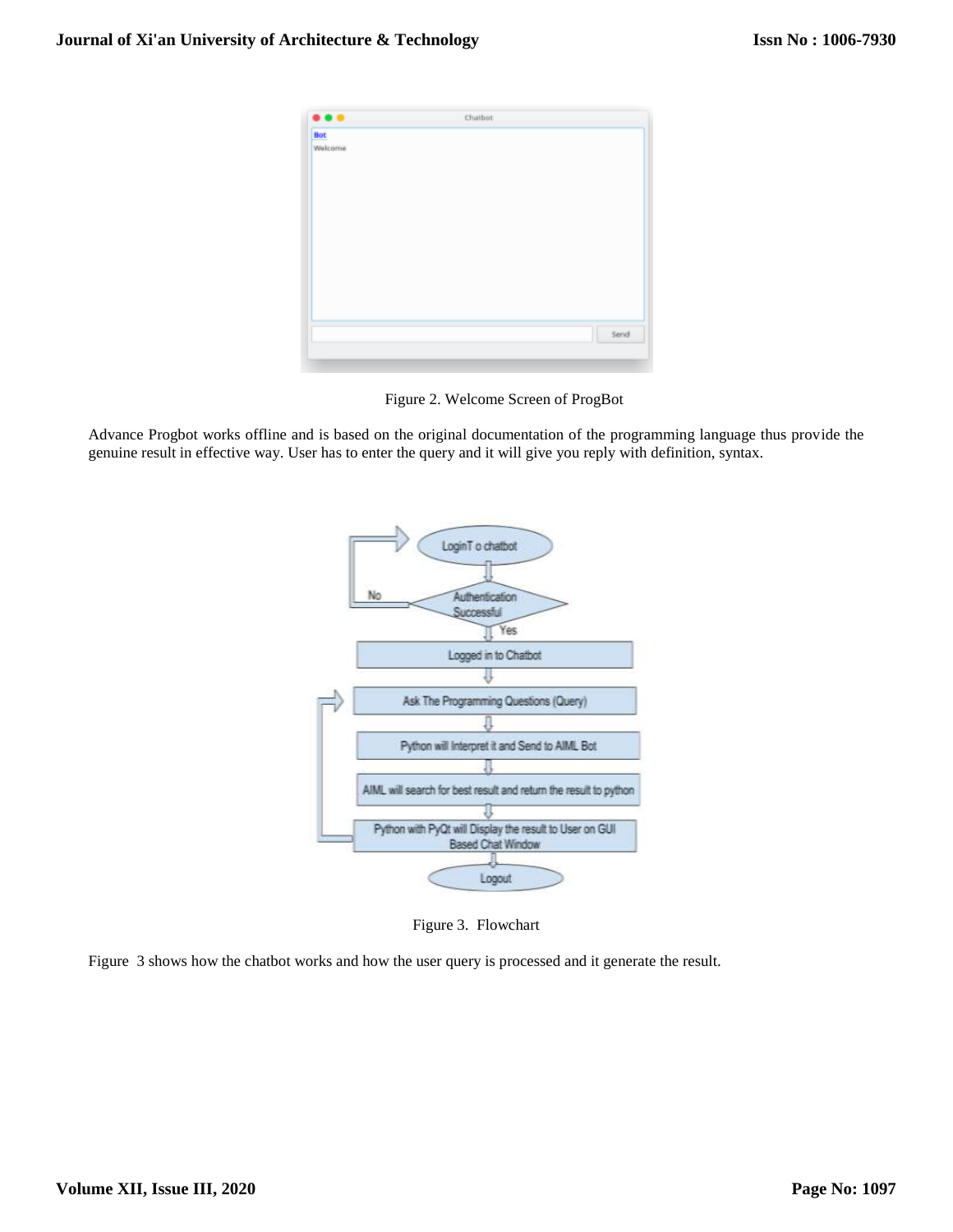Figure 2. Welcome Screen of ProgBot

Advance Progbot works offline and is based on the original documentation of the programming language thus provide the genuine result in effective way. User has to enter the query and it will give you reply with definition, syntax.

Figure 3. Flowchart

Figure 3 shows how the chatbot works and how the user query is processed and it generate the result.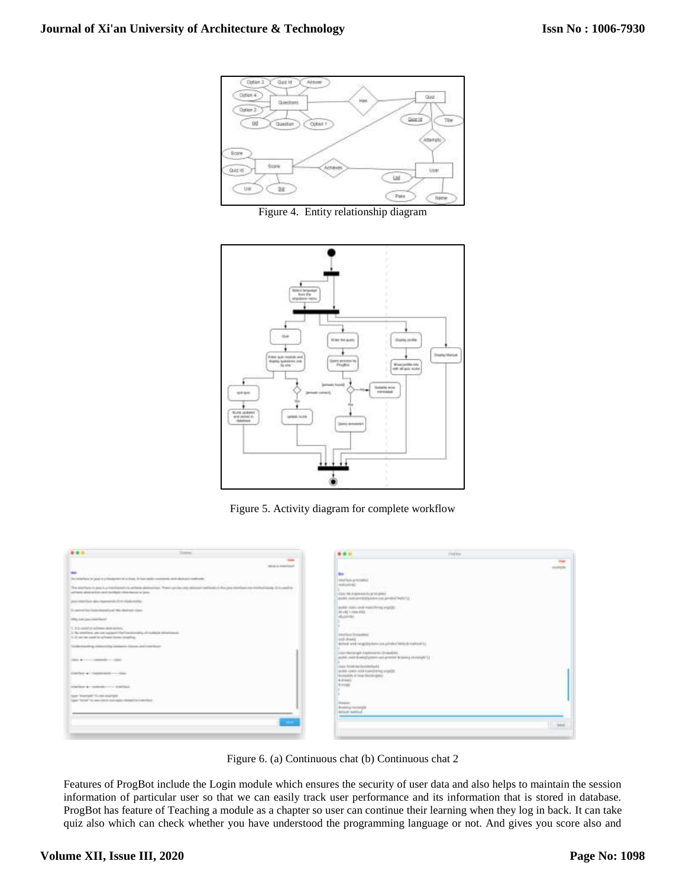Figure 4. Entity relationship diagram

Figure 5. Activity diagram for complete workflow

Figure 6. (a) Continuous chat (b) Continuous chat 2

Features of ProgBot include the Login module which ensures the security of user data and also helps to maintain the session information of particular user so that we can easily track user performance and its information that is stored in database. ProgBot has feature of Teaching a module as a chapter so user can continue their learning when they log in back. It can take quiz also which can check whether you have understood the programming language or not. And gives you score also and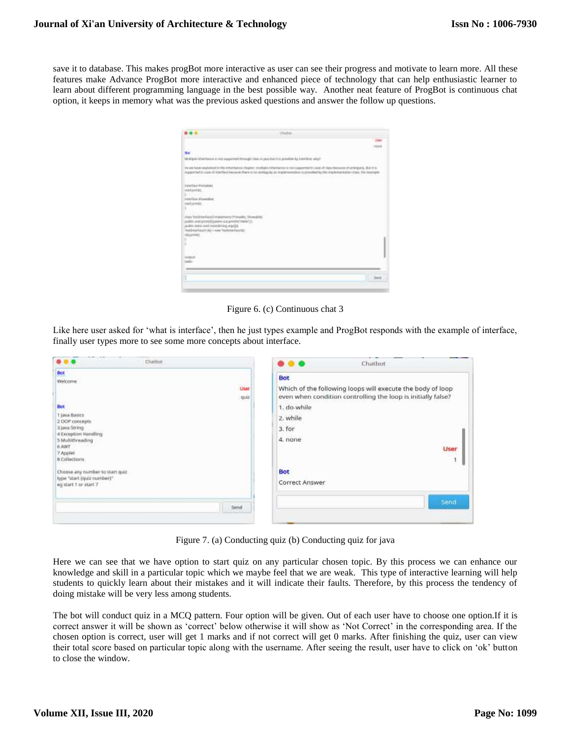save it to database. This makes progBot more interactive as user can see their progress and motivate to learn more. All these features make Advance ProgBot more interactive and enhanced piece of technology that can help enthusiastic learner to learn about different programming language in the best possible way. Another neat feature of ProgBot is continuous chat option, it keeps in memory what was the previous asked questions and answer the follow up questions.

Figure 6. (c) Continuous chat 3

Like here user asked for 'what is interface', then he just types example and ProgBot responds with the example of interface, finally user types more to see some more concepts about interface.

Figure 7. (a) Conducting quiz (b) Conducting quiz for java

Here we can see that we have option to start quiz on any particular chosen topic. By this process we can enhance our knowledge and skill in a particular topic which we maybe feel that we are weak. This type of interactive learning will help students to quickly learn about their mistakes and it will indicate their faults. Therefore, by this process the tendency of doing mistake will be very less among students.

The bot will conduct quiz in a MCQ pattern. Four option will be given. Out of each user have to choose one option.If it is correct answer it will be shown as 'correct' below otherwise it will show as 'Not Correct' in the corresponding area. If the chosen option is correct, user will get 1 marks and if not correct will get 0 marks. After finishing the quiz, user can view their total score based on particular topic along with the username. After seeing the result, user have to click on 'ok' button to close the window.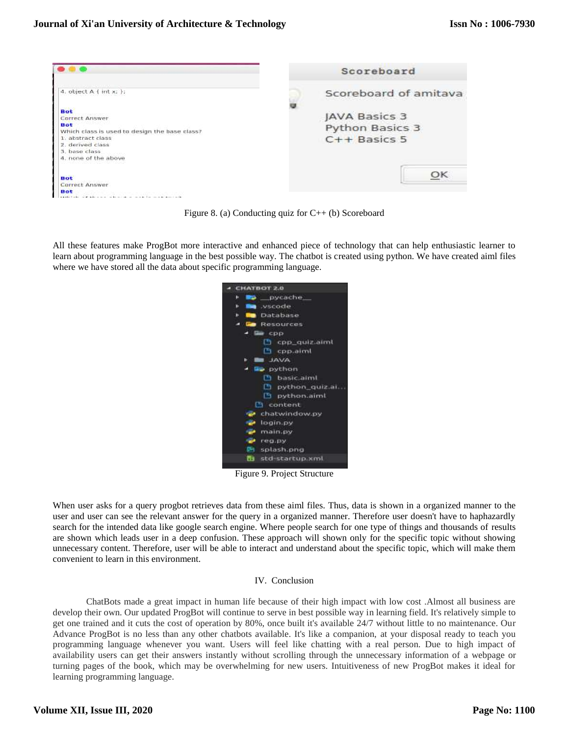Figure 8. (a) Conducting quiz for C++ (b) Scoreboard

All these features make ProgBot more interactive and enhanced piece of technology that can help enthusiastic learner to learn about programming language in the best possible way. The chatbot is created using python. We have created aiml files where we have stored all the data about specific programming language.

Figure 9. Project Structure

When user asks for a query progbot retrieves data from these aiml files. Thus, data is shown in a organized manner to the user and user can see the relevant answer for the query in a organized manner. Therefore user doesn't have to haphazardly search for the intended data like google search engine. Where people search for one type of things and thousands of results are shown which leads user in a deep confusion. These approach will shown only for the specific topic without showing unnecessary content. Therefore, user will be able to interact and understand about the specific topic, which will make them convenient to learn in this environment.

## IV. Conclusion

ChatBots made a great impact in human life because of their high impact with low cost .Almost all business are develop their own. Our updated ProgBot will continue to serve in best possible way in learning field. It's relatively simple to get one trained and it cuts the cost of operation by 80%, once built it's available 24/7 without little to no maintenance. Our Advance ProgBot is no less than any other chatbots available. It's like a companion, at your disposal ready to teach you programming language whenever you want. Users will feel like chatting with a real person. Due to high impact of availability users can get their answers instantly without scrolling through the unnecessary information of a webpage or turning pages of the book, which may be overwhelming for new users. Intuitiveness of new ProgBot makes it ideal for learning programming language.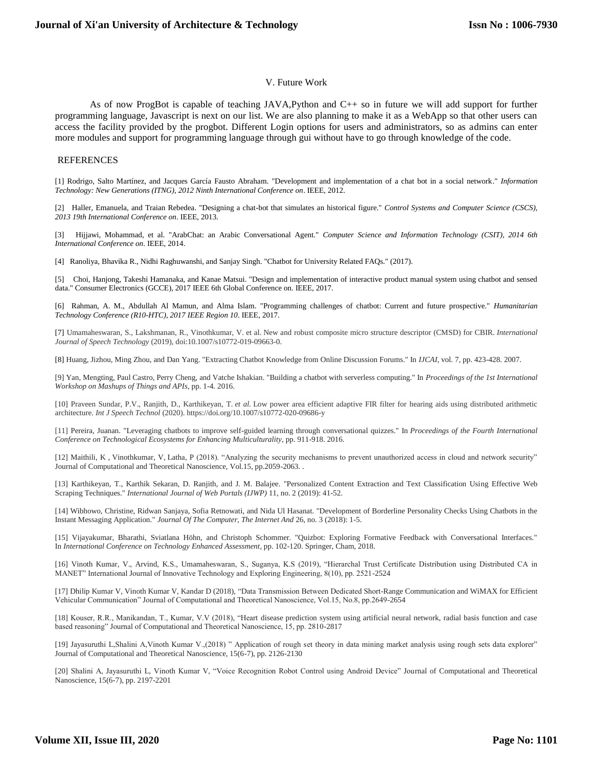## V. Future Work

As of now ProgBot is capable of teaching JAVA,Python and C++ so in future we will add support for further programming language, Javascript is next on our list. We are also planning to make it as a WebApp so that other users can access the facility provided by the progbot. Different Login options for users and administrators, so as admins can enter more modules and support for programming language through gui without have to go through knowledge of the code.

## REFERENCES

[1] Rodrigo, Salto Martínez, and Jacques García Fausto Abraham. "Development and implementation of a chat bot in a social network." *Information Technology: New Generations (ITNG), 2012 Ninth International Conference on*. IEEE, 2012.

[2] Haller, Emanuela, and Traian Rebedea. "Designing a chat-bot that simulates an historical figure." *Control Systems and Computer Science (CSCS), 2013 19th International Conference on*. IEEE, 2013.

[3] Hijjawi, Mohammad, et al. "ArabChat: an Arabic Conversational Agent." *Computer Science and Information Technology (CSIT), 2014 6th International Conference on*. IEEE, 2014.

[4] Ranoliya, Bhavika R., Nidhi Raghuwanshi, and Sanjay Singh. "Chatbot for University Related FAQs." (2017).

[5] Choi, Hanjong, Takeshi Hamanaka, and Kanae Matsui. "Design and implementation of interactive product manual system using chatbot and sensed data." Consumer Electronics (GCCE), 2017 IEEE 6th Global Conference on. IEEE, 2017.

[6] Rahman, A. M., Abdullah Al Mamun, and Alma Islam. "Programming challenges of chatbot: Current and future prospective." *Humanitarian Technology Conference (R10-HTC), 2017 IEEE Region 10*. IEEE, 2017.

[7] Umamaheswaran, S., Lakshmanan, R., Vinothkumar, V. et al. New and robust composite micro structure descriptor (CMSD) for CBIR. *International Journal of Speech Technology* (2019), doi:10.1007/s10772-019-09663-0.

[8] Huang, Jizhou, Ming Zhou, and Dan Yang. "Extracting Chatbot Knowledge from Online Discussion Forums." In *IJCAI*, vol. 7, pp. 423-428. 2007.

[9] Yan, Mengting, Paul Castro, Perry Cheng, and Vatche Ishakian. "Building a chatbot with serverless computing." In *Proceedings of the 1st International Workshop on Mashups of Things and APIs*, pp. 1-4. 2016.

[10] Praveen Sundar, P.V., Ranjith, D., Karthikeyan, T. *et al*. Low power area efficient adaptive FIR filter for hearing aids using distributed arithmetic architecture. *Int J Speech Technol* (2020). https://doi.org/10.1007/s10772-020-09686-y

[11] Pereira, Juanan. "Leveraging chatbots to improve self-guided learning through conversational quizzes." In *Proceedings of the Fourth International Conference on Technological Ecosystems for Enhancing Multiculturality*, pp. 911-918. 2016.

[12] Maithili, K , Vinothkumar, V, Latha, P (2018). "Analyzing the security mechanisms to prevent unauthorized access in cloud and network security" Journal of Computational and Theoretical Nanoscience, Vol.15, pp.2059-2063. .

[13] Karthikeyan, T., Karthik Sekaran, D. Ranjith, and J. M. Balajee. "Personalized Content Extraction and Text Classification Using Effective Web Scraping Techniques." *International Journal of Web Portals (IJWP)* 11, no. 2 (2019): 41-52.

[14] Wibhowo, Christine, Ridwan Sanjaya, Sofia Retnowati, and Nida Ul Hasanat. "Development of Borderline Personality Checks Using Chatbots in the Instant Messaging Application." *Journal Of The Computer, The Internet And* 26, no. 3 (2018): 1-5.

[15] Vijayakumar, Bharathi, Sviatlana Höhn, and Christoph Schommer. "Quizbot: Exploring Formative Feedback with Conversational Interfaces." In *International Conference on Technology Enhanced Assessment*, pp. 102-120. Springer, Cham, 2018.

[16] Vinoth Kumar, V., Arvind, K.S., Umamaheswaran, S., Suganya, K.S (2019), "Hierarchal Trust Certificate Distribution using Distributed CA in MANET" International Journal of Innovative Technology and Exploring Engineering, 8(10), pp. 2521-2524

[17] Dhilip Kumar V, Vinoth Kumar V, Kandar D (2018), "Data Transmission Between Dedicated Short-Range Communication and WiMAX for Efficient Vehicular Communication" Journal of Computational and Theoretical Nanoscience, Vol.15, No.8, pp.2649-2654

[18] Kouser, R.R., Manikandan, T., Kumar, V.V (2018), "Heart disease prediction system using artificial neural network, radial basis function and case based reasoning" Journal of Computational and Theoretical Nanoscience, 15, pp. 2810-2817

[19] Jayasuruthi L,Shalini A,Vinoth Kumar V.,(2018) " Application of rough set theory in data mining market analysis using rough sets data explorer" Journal of Computational and Theoretical Nanoscience, 15(6-7), pp. 2126-2130

[20] Shalini A, Jayasuruthi L, Vinoth Kumar V, "Voice Recognition Robot Control using Android Device" Journal of Computational and Theoretical Nanoscience, 15(6-7), pp. 2197-2201